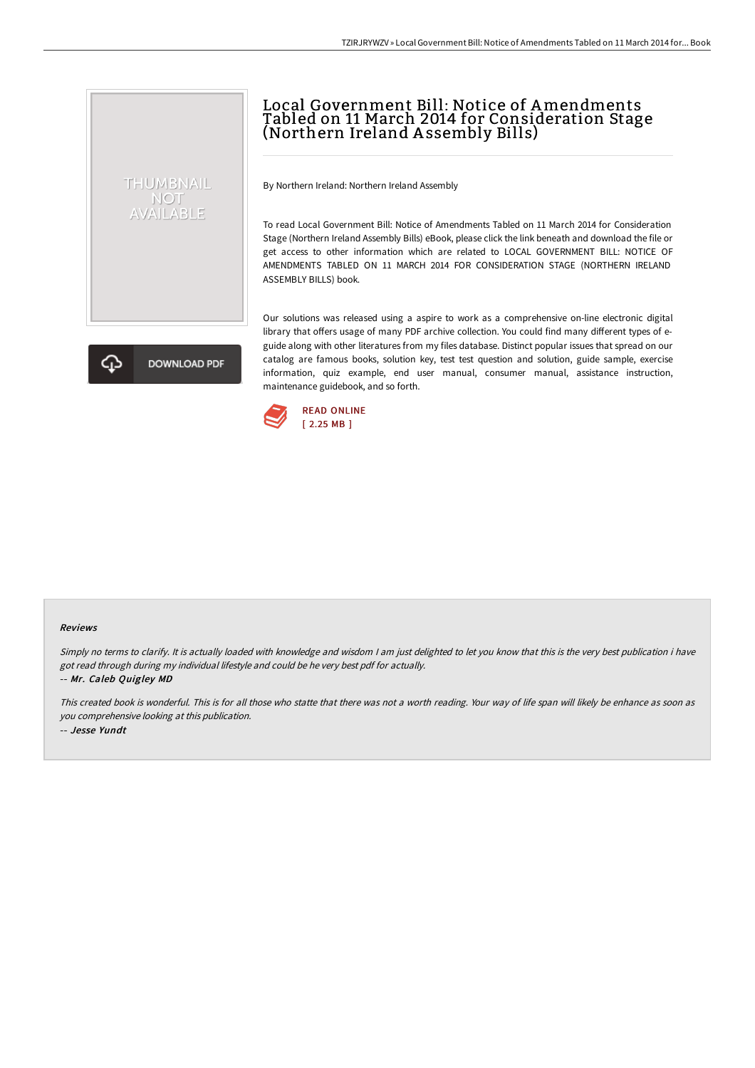# Local Government Bill: Notice of Amendments Tabled on 11 March 2014 for Consideration Stage (Northern Ireland Assembly Bills)

By Northern Ireland: Northern Ireland Assembly

To read Local Government Bill: Notice of Amendments Tabled on 11 March 2014 for Consideration Stage (Northern Ireland Assembly Bills) eBook, please click the link beneath and download the file or get access to other information which are related to LOCAL GOVERNMENT BILL: NOTICE OF AMENDMENTS TABLED ON 11 MARCH 2014 FOR CONSIDERATION STAGE (NORTHERN IRELAND ASSEMBLY BILLS) book.

Our solutions was released using a aspire to work as a comprehensive on-line electronic digital library that offers usage of many PDF archive collection. You could find many different types of e-guide along with other literatures from my files database. Distinct popular issues that spread on our catalog are famous books, solution key, test test question and solution, guide sample, exercise information, quiz example, end user manual, consumer manual, assistance instruction, maintenance guidebook, and so forth.

THUMBNAIL NOT AVAILABLE

DOWNLOAD PDF

READ ONLINE
[ 2.25 MB ]

### Reviews

*Simply no terms to clarify. It is actually loaded with knowledge and wisdom I am just delighted to let you know that this is the very best publication i have got read through during my individual lifestyle and could be he very best pdf for actually.*

-- *Mr. Caleb Quigley MD*

*This created book is wonderful. This is for all those who statte that there was not a worth reading. Your way of life span will likely be enhance as soon as you comprehensive looking at this publication.*

-- *Jesse Yundt*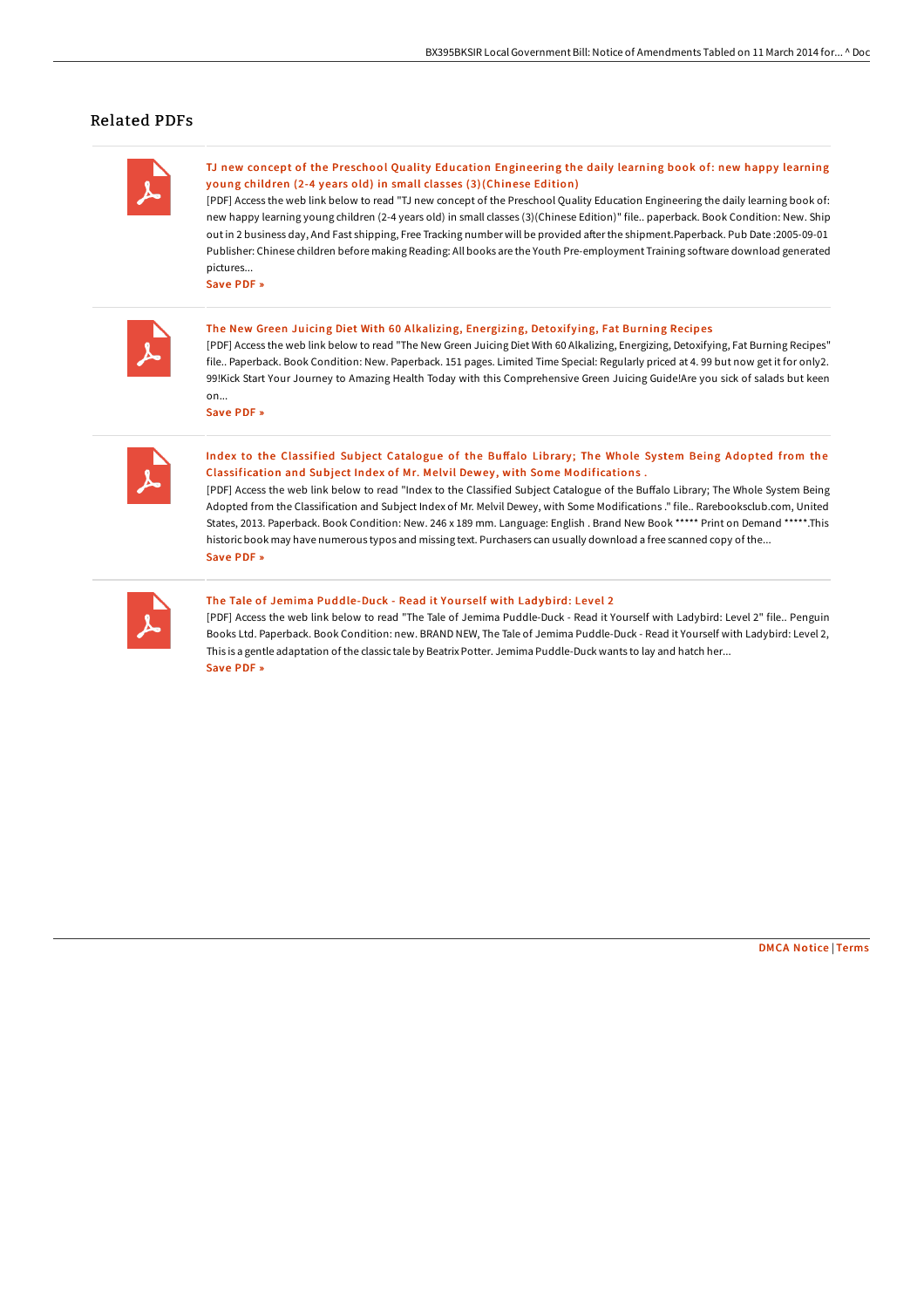## Related PDFs

### TJ new concept of the Preschool Quality Education Engineering the daily learning book of: new happy learning young children (2-4 years old) in small classes (3)(Chinese Edition)

[PDF] Access the web link below to read "TJ new concept of the Preschool Quality Education Engineering the daily learning book of: new happy learning young children (2-4 years old) in small classes (3)(Chinese Edition)" file.. paperback. Book Condition: New. Ship out in 2 business day, And Fast shipping, Free Tracking number will be provided after the shipment.Paperback. Pub Date :2005-09-01 Publisher: Chinese children before making Reading: All books are the Youth Pre-employment Training software download generated pictures...

Save PDF »

### The New Green Juicing Diet With 60 Alkalizing, Energizing, Detoxifying, Fat Burning Recipes

[PDF] Access the web link below to read "The New Green Juicing Diet With 60 Alkalizing, Energizing, Detoxifying, Fat Burning Recipes" file.. Paperback. Book Condition: New. Paperback. 151 pages. Limited Time Special: Regularly priced at 4. 99 but now get it for only2. 99!Kick Start Your Journey to Amazing Health Today with this Comprehensive Green Juicing Guide!Are you sick of salads but keen on...

Save PDF »

### Index to the Classified Subject Catalogue of the Buffalo Library; The Whole System Being Adopted from the Classification and Subject Index of Mr. Melvil Dewey, with Some Modifications .

[PDF] Access the web link below to read "Index to the Classified Subject Catalogue of the Buffalo Library; The Whole System Being Adopted from the Classification and Subject Index of Mr. Melvil Dewey, with Some Modifications ." file.. Rarebooksclub.com, United States, 2013. Paperback. Book Condition: New. 246 x 189 mm. Language: English . Brand New Book ***** Print on Demand *****.This historic book may have numerous typos and missing text. Purchasers can usually download a free scanned copy of the...

Save PDF »

### The Tale of Jemima Puddle-Duck - Read it Yourself with Ladybird: Level 2

[PDF] Access the web link below to read "The Tale of Jemima Puddle-Duck - Read it Yourself with Ladybird: Level 2" file.. Penguin Books Ltd. Paperback. Book Condition: new. BRAND NEW, The Tale of Jemima Puddle-Duck - Read it Yourself with Ladybird: Level 2, This is a gentle adaptation of the classic tale by Beatrix Potter. Jemima Puddle-Duck wants to lay and hatch her...

Save PDF »

DMCA Notice | Terms